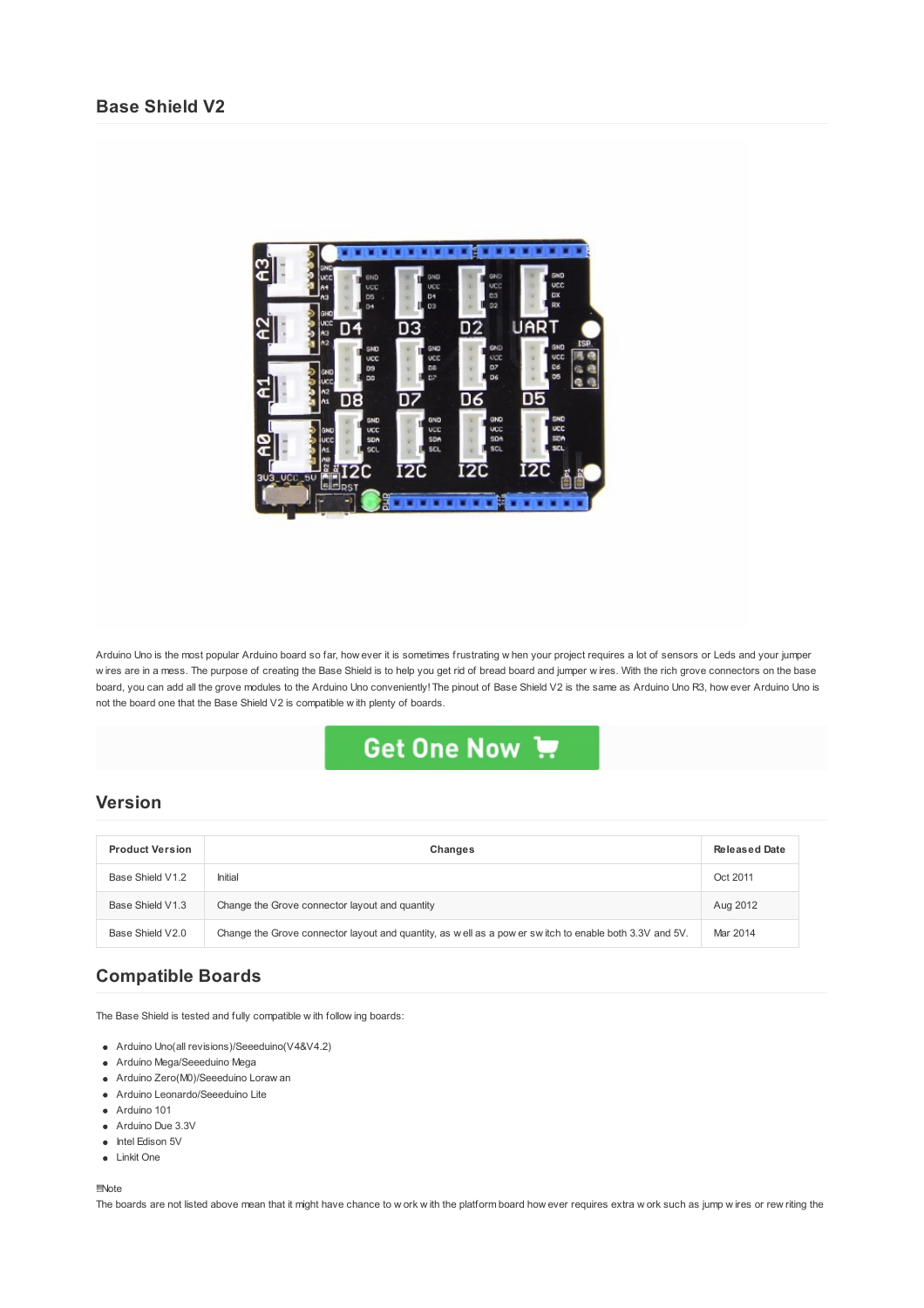## Base Shield V2

Arduino Uno is the most popular Arduino board so far, however it is sometimes frustrating when your project requires a lot of sensors or Leds and your jumper wires are in a mess. The purpose of creating the Base Shield is to help you get rid of bread board and jumper wires. With the rich grove connectors on the base board, you can add all the grove modules to the Arduino Uno conveniently! The pinout of Base Shield V2 is the same as Arduino Uno R3, however Arduino Uno is not the board one that the Base Shield V2 is compatible with plenty of boards.

Get One Now

## Version

| Product Version | Changes | Released Date |
| --- | --- | --- |
| Base Shield V1.2 | Initial | Oct 2011 |
| Base Shield V1.3 | Change the Grove connector layout and quantity | Aug 2012 |
| Base Shield V2.0 | Change the Grove connector layout and quantity, as well as a power switch to enable both 3.3V and 5V. | Mar 2014 |

## Compatible Boards

The Base Shield is tested and fully compatible with following boards:

- Arduino Uno(all revisions)/Seeeduino(V4&V4.2)
- Arduino Mega/Seeeduino Mega
- Arduino Zero(M0)/Seeeduino Lorawan
- Arduino Leonardo/Seeeduino Lite
- Arduino 101
- Arduino Due 3.3V
- Intel Edison 5V
- Linkit One

!!!Note
The boards are not listed above mean that it might have chance to work with the platform board however requires extra work such as jump wires or rewriting the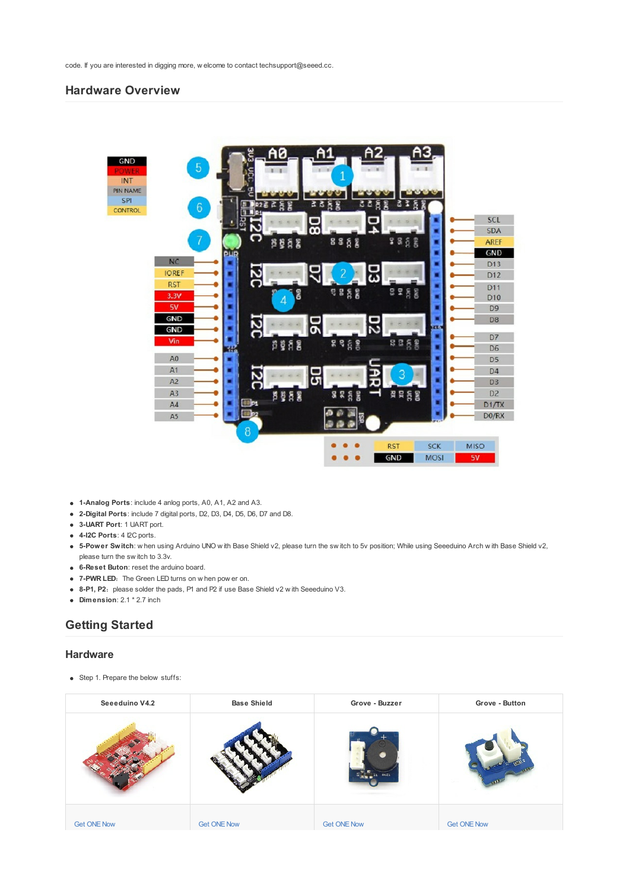code. If you are interested in digging more, welcome to contact techsupport@seeed.cc.

## Hardware Overview

- **1-Analog Ports**: include 4 anlog ports, A0, A1, A2 and A3.
- **2-Digital Ports**: include 7 digital ports, D2, D3, D4, D5, D6, D7 and D8.
- **3-UART Port**: 1 UART port.
- **4-I2C Ports**: 4 I2C ports.
- **5-Power Switch**: when using Arduino UNO with Base Shield v2, please turn the switch to 5v position; While using Seeeduino Arch with Base Shield v2, please turn the switch to 3.3v.
- **6-Reset Buton**: reset the arduino board.
- **7-PWR LED**: The Green LED turns on when power on.
- **8-P1, P2**: please solder the pads, P1 and P2 if use Base Shield v2 with Seeeduino V3.
- **Dimension**: 2.1 * 2.7 inch

## Getting Started

### Hardware

- Step 1. Prepare the below stuffs:

| Seeeduino V4.2 | Base Shield | Grove - Buzzer | Grove - Button |
|---|---|---|---|
| | | | |
| Get ONE Now | Get ONE Now | Get ONE Now | Get ONE Now |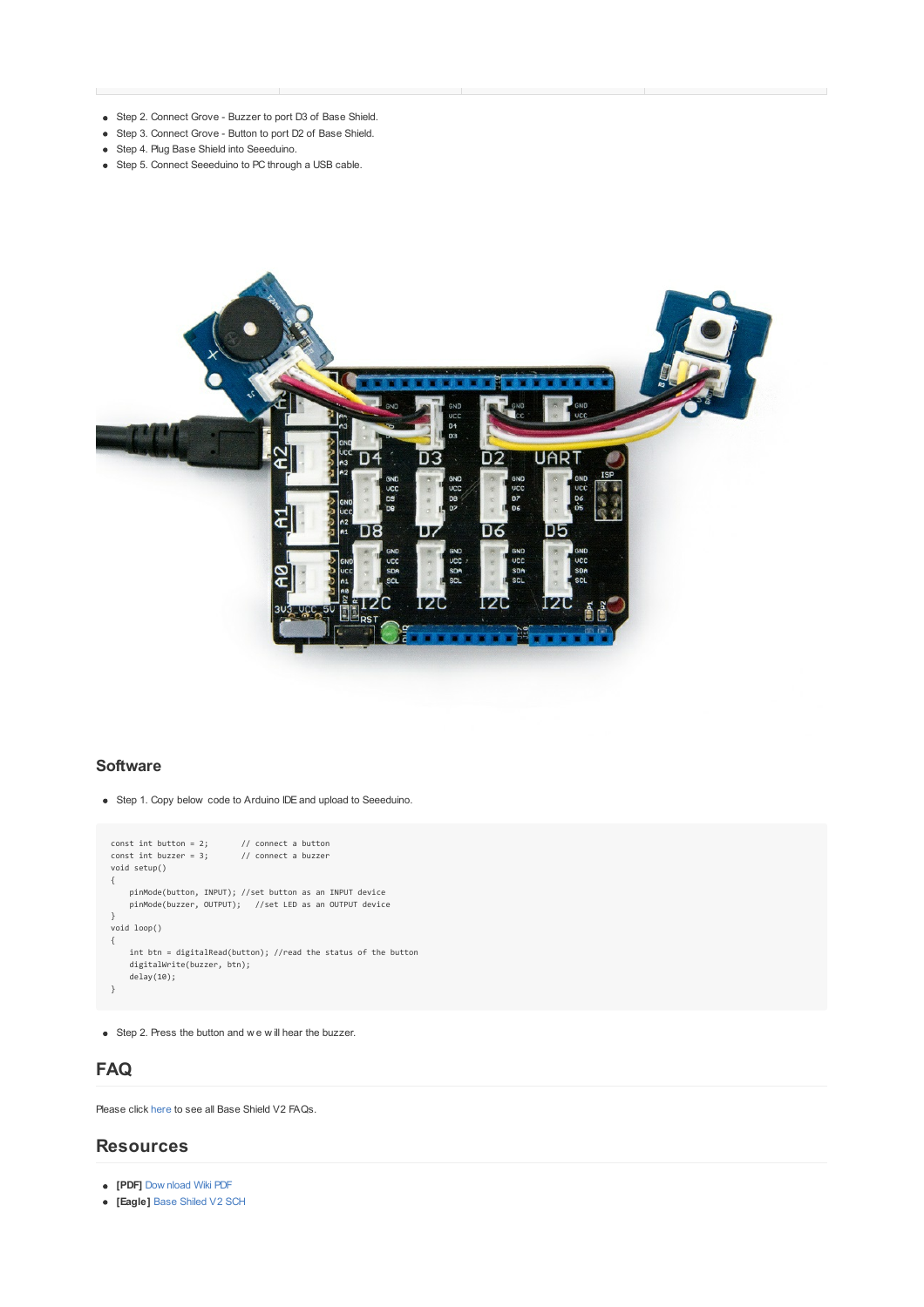- Step 2. Connect Grove - Buzzer to port D3 of Base Shield.
- Step 3. Connect Grove - Button to port D2 of Base Shield.
- Step 4. Plug Base Shield into Seeeduino.
- Step 5. Connect Seeeduino to PC through a USB cable.

## Software

- Step 1. Copy below code to Arduino IDE and upload to Seeeduino.

```
const int button = 2;       // connect a button
const int buzzer = 3;       // connect a buzzer
void setup()
{
    pinMode(button, INPUT); //set button as an INPUT device
    pinMode(buzzer, OUTPUT);   //set LED as an OUTPUT device
}
void loop()
{
    int btn = digitalRead(button); //read the status of the button
    digitalWrite(buzzer, btn);
    delay(10);
}
```

- Step 2. Press the button and we will hear the buzzer.

# FAQ

Please click here to see all Base Shield V2 FAQs.

# Resources

- **[PDF]** Download Wiki PDF
- **[Eagle]** Base Shiled V2 SCH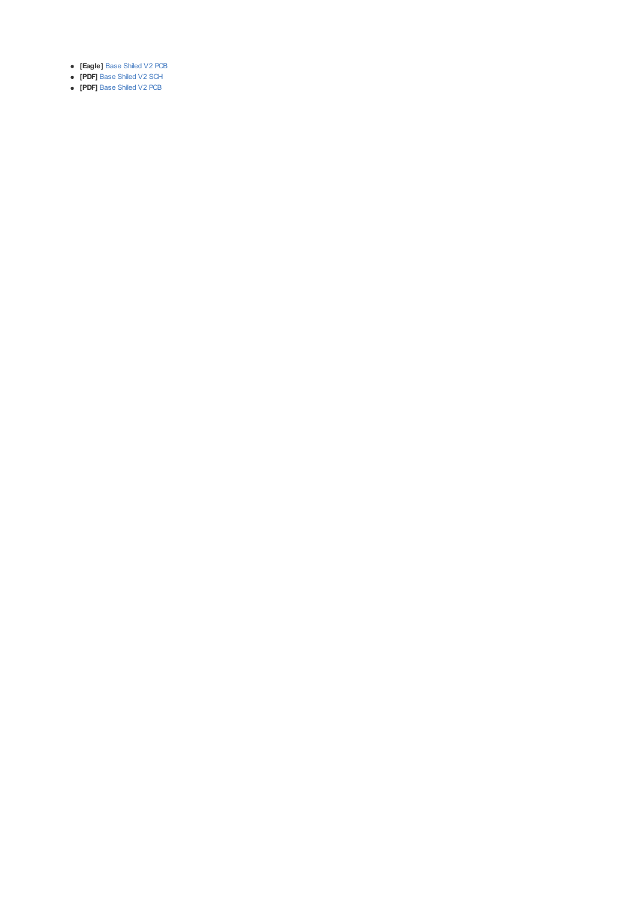- **[Eagle]** Base Shiled V2 PCB
- **[PDF]** Base Shiled V2 SCH
- **[PDF]** Base Shiled V2 PCB